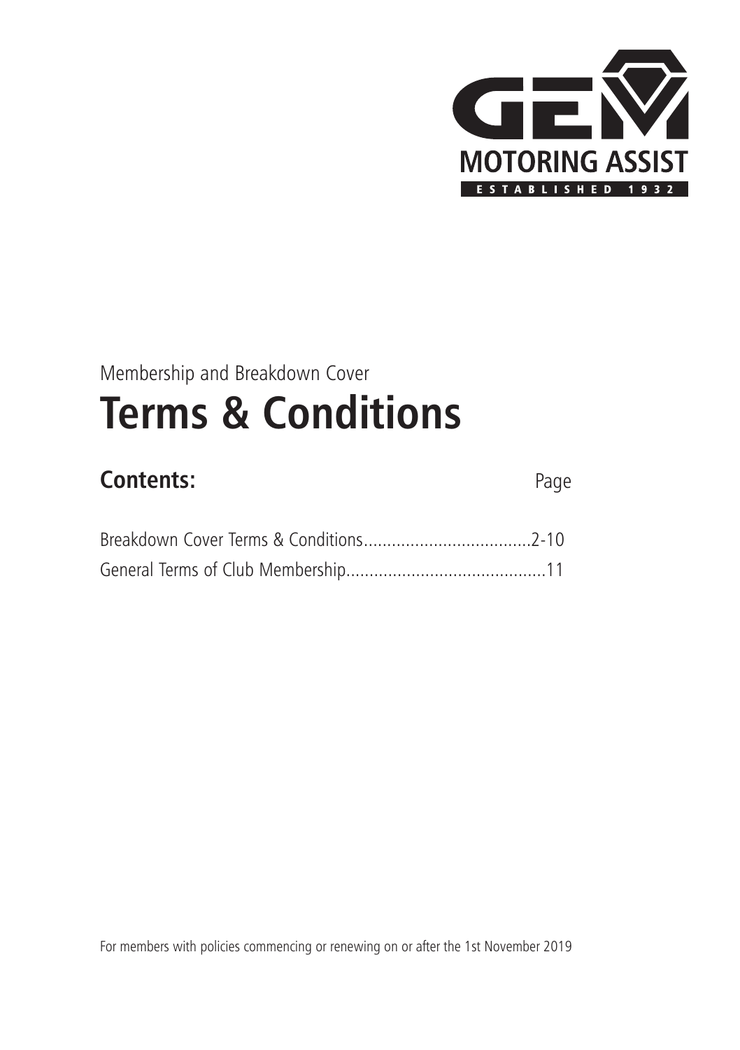GEM

MOTORING ASSIST

ESTABLISHED 1932

Membership and Breakdown Cover

# Terms & Conditions

## Contents:

| | Page |
|---|---|
| Breakdown Cover Terms & Conditions | 2-10 |
| General Terms of Club Membership | 11 |

For members with policies commencing or renewing on or after the 1st November 2019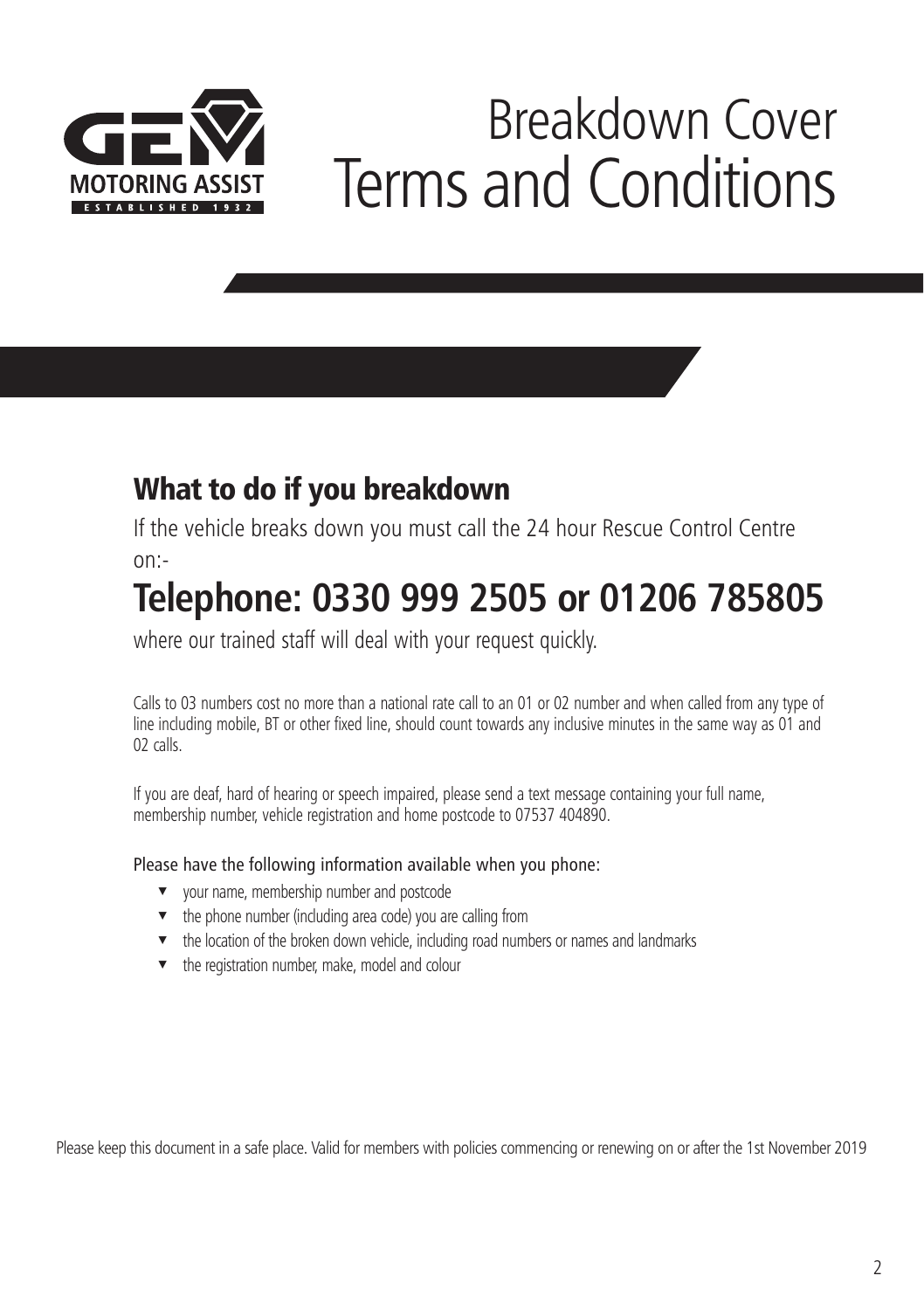GEM MOTORING ASSIST
ESTABLISHED 1932

# Breakdown Cover Terms and Conditions

## What to do if you breakdown

If the vehicle breaks down you must call the 24 hour Rescue Control Centre on:-

# Telephone: 0330 999 2505 or 01206 785805

where our trained staff will deal with your request quickly.

Calls to 03 numbers cost no more than a national rate call to an 01 or 02 number and when called from any type of line including mobile, BT or other fixed line, should count towards any inclusive minutes in the same way as 01 and 02 calls.

If you are deaf, hard of hearing or speech impaired, please send a text message containing your full name, membership number, vehicle registration and home postcode to 07537 404890.

Please have the following information available when you phone:

- your name, membership number and postcode
- the phone number (including area code) you are calling from
- the location of the broken down vehicle, including road numbers or names and landmarks
- the registration number, make, model and colour

Please keep this document in a safe place. Valid for members with policies commencing or renewing on or after the 1st November 2019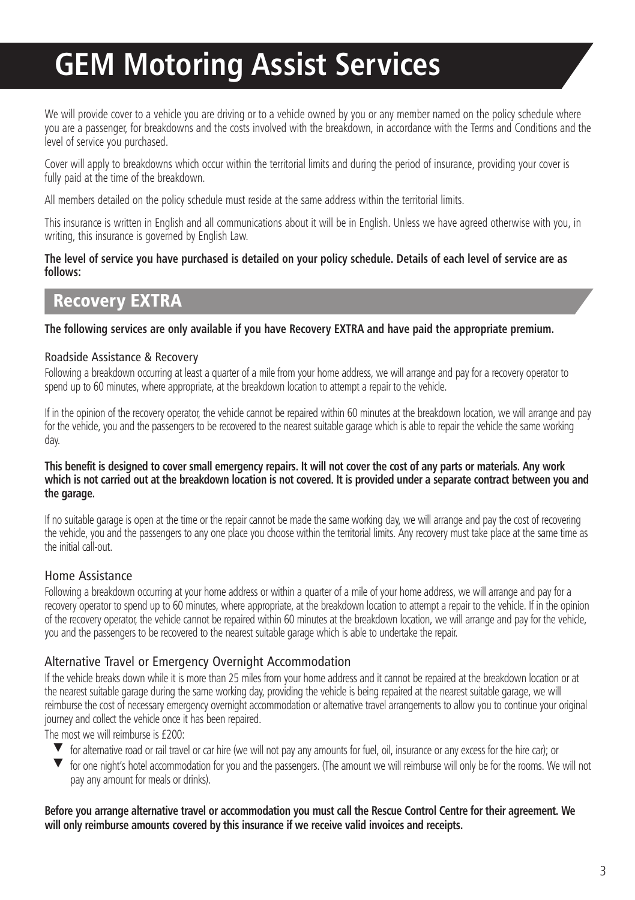# GEM Motoring Assist Services

We will provide cover to a vehicle you are driving or to a vehicle owned by you or any member named on the policy schedule where you are a passenger, for breakdowns and the costs involved with the breakdown, in accordance with the Terms and Conditions and the level of service you purchased.

Cover will apply to breakdowns which occur within the territorial limits and during the period of insurance, providing your cover is fully paid at the time of the breakdown.

All members detailed on the policy schedule must reside at the same address within the territorial limits.

This insurance is written in English and all communications about it will be in English. Unless we have agreed otherwise with you, in writing, this insurance is governed by English Law.

**The level of service you have purchased is detailed on your policy schedule. Details of each level of service are as follows:**

## Recovery EXTRA

**The following services are only available if you have Recovery EXTRA and have paid the appropriate premium.**

### Roadside Assistance & Recovery

Following a breakdown occurring at least a quarter of a mile from your home address, we will arrange and pay for a recovery operator to spend up to 60 minutes, where appropriate, at the breakdown location to attempt a repair to the vehicle.

If in the opinion of the recovery operator, the vehicle cannot be repaired within 60 minutes at the breakdown location, we will arrange and pay for the vehicle, you and the passengers to be recovered to the nearest suitable garage which is able to repair the vehicle the same working day.

**This benefit is designed to cover small emergency repairs. It will not cover the cost of any parts or materials. Any work which is not carried out at the breakdown location is not covered. It is provided under a separate contract between you and the garage.**

If no suitable garage is open at the time or the repair cannot be made the same working day, we will arrange and pay the cost of recovering the vehicle, you and the passengers to any one place you choose within the territorial limits. Any recovery must take place at the same time as the initial call-out.

### Home Assistance

Following a breakdown occurring at your home address or within a quarter of a mile of your home address, we will arrange and pay for a recovery operator to spend up to 60 minutes, where appropriate, at the breakdown location to attempt a repair to the vehicle. If in the opinion of the recovery operator, the vehicle cannot be repaired within 60 minutes at the breakdown location, we will arrange and pay for the vehicle, you and the passengers to be recovered to the nearest suitable garage which is able to undertake the repair.

### Alternative Travel or Emergency Overnight Accommodation

If the vehicle breaks down while it is more than 25 miles from your home address and it cannot be repaired at the breakdown location or at the nearest suitable garage during the same working day, providing the vehicle is being repaired at the nearest suitable garage, we will reimburse the cost of necessary emergency overnight accommodation or alternative travel arrangements to allow you to continue your original journey and collect the vehicle once it has been repaired.

The most we will reimburse is £200:

- for alternative road or rail travel or car hire (we will not pay any amounts for fuel, oil, insurance or any excess for the hire car); or
- for one night's hotel accommodation for you and the passengers. (The amount we will reimburse will only be for the rooms. We will not pay any amount for meals or drinks).

**Before you arrange alternative travel or accommodation you must call the Rescue Control Centre for their agreement. We will only reimburse amounts covered by this insurance if we receive valid invoices and receipts.**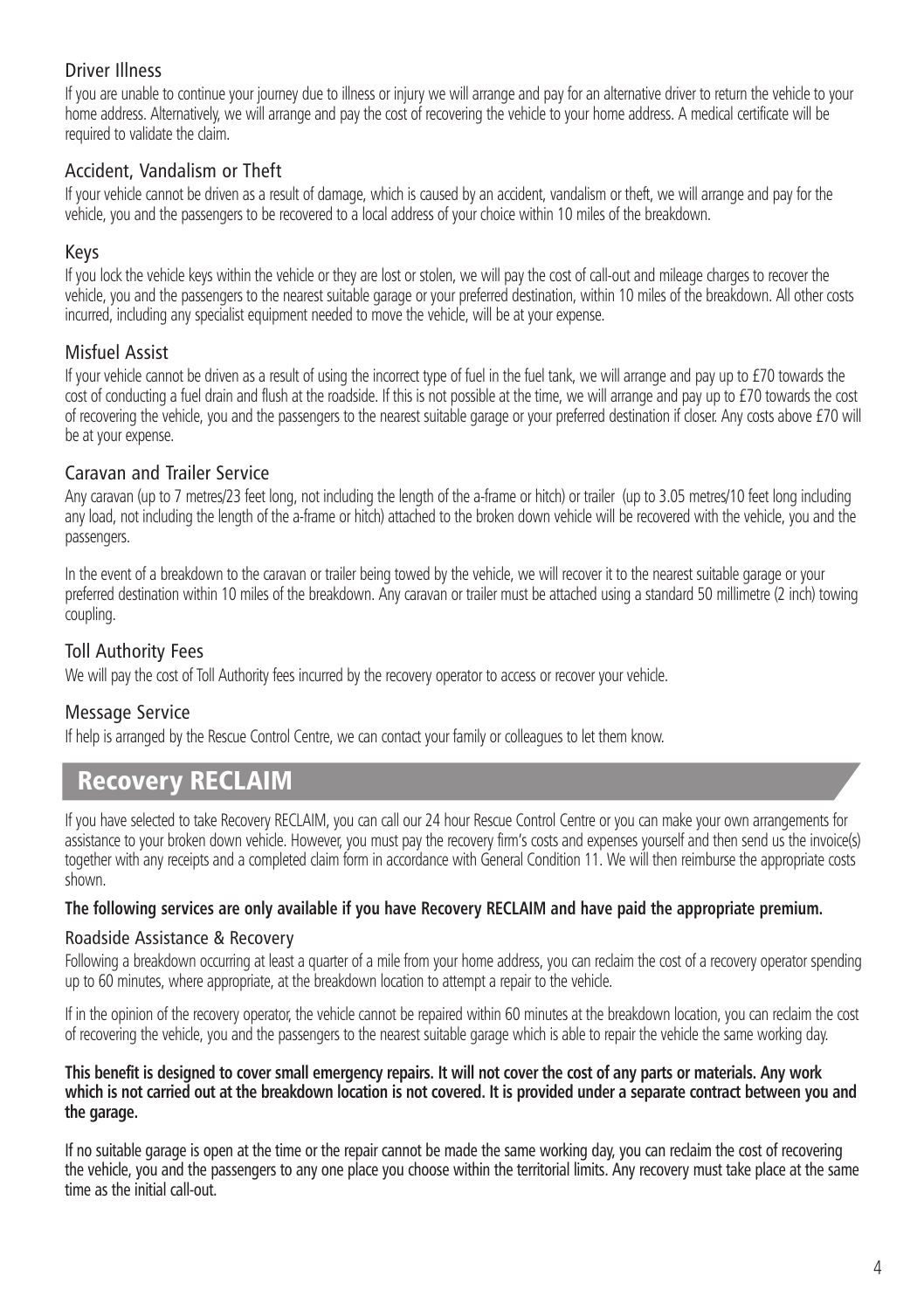### Driver Illness

If you are unable to continue your journey due to illness or injury we will arrange and pay for an alternative driver to return the vehicle to your home address. Alternatively, we will arrange and pay the cost of recovering the vehicle to your home address. A medical certificate will be required to validate the claim.

### Accident, Vandalism or Theft

If your vehicle cannot be driven as a result of damage, which is caused by an accident, vandalism or theft, we will arrange and pay for the vehicle, you and the passengers to be recovered to a local address of your choice within 10 miles of the breakdown.

### Keys

If you lock the vehicle keys within the vehicle or they are lost or stolen, we will pay the cost of call-out and mileage charges to recover the vehicle, you and the passengers to the nearest suitable garage or your preferred destination, within 10 miles of the breakdown. All other costs incurred, including any specialist equipment needed to move the vehicle, will be at your expense.

### Misfuel Assist

If your vehicle cannot be driven as a result of using the incorrect type of fuel in the fuel tank, we will arrange and pay up to £70 towards the cost of conducting a fuel drain and flush at the roadside. If this is not possible at the time, we will arrange and pay up to £70 towards the cost of recovering the vehicle, you and the passengers to the nearest suitable garage or your preferred destination if closer. Any costs above £70 will be at your expense.

### Caravan and Trailer Service

Any caravan (up to 7 metres/23 feet long, not including the length of the a-frame or hitch) or trailer (up to 3.05 metres/10 feet long including any load, not including the length of the a-frame or hitch) attached to the broken down vehicle will be recovered with the vehicle, you and the passengers.

In the event of a breakdown to the caravan or trailer being towed by the vehicle, we will recover it to the nearest suitable garage or your preferred destination within 10 miles of the breakdown. Any caravan or trailer must be attached using a standard 50 millimetre (2 inch) towing coupling.

### Toll Authority Fees

We will pay the cost of Toll Authority fees incurred by the recovery operator to access or recover your vehicle.

### Message Service

If help is arranged by the Rescue Control Centre, we can contact your family or colleagues to let them know.

## Recovery RECLAIM

If you have selected to take Recovery RECLAIM, you can call our 24 hour Rescue Control Centre or you can make your own arrangements for assistance to your broken down vehicle. However, you must pay the recovery firm's costs and expenses yourself and then send us the invoice(s) together with any receipts and a completed claim form in accordance with General Condition 11. We will then reimburse the appropriate costs shown.

**The following services are only available if you have Recovery RECLAIM and have paid the appropriate premium.**

### Roadside Assistance & Recovery

Following a breakdown occurring at least a quarter of a mile from your home address, you can reclaim the cost of a recovery operator spending up to 60 minutes, where appropriate, at the breakdown location to attempt a repair to the vehicle.

If in the opinion of the recovery operator, the vehicle cannot be repaired within 60 minutes at the breakdown location, you can reclaim the cost of recovering the vehicle, you and the passengers to the nearest suitable garage which is able to repair the vehicle the same working day.

**This benefit is designed to cover small emergency repairs. It will not cover the cost of any parts or materials. Any work which is not carried out at the breakdown location is not covered. It is provided under a separate contract between you and the garage.**

If no suitable garage is open at the time or the repair cannot be made the same working day, you can reclaim the cost of recovering the vehicle, you and the passengers to any one place you choose within the territorial limits. Any recovery must take place at the same time as the initial call-out.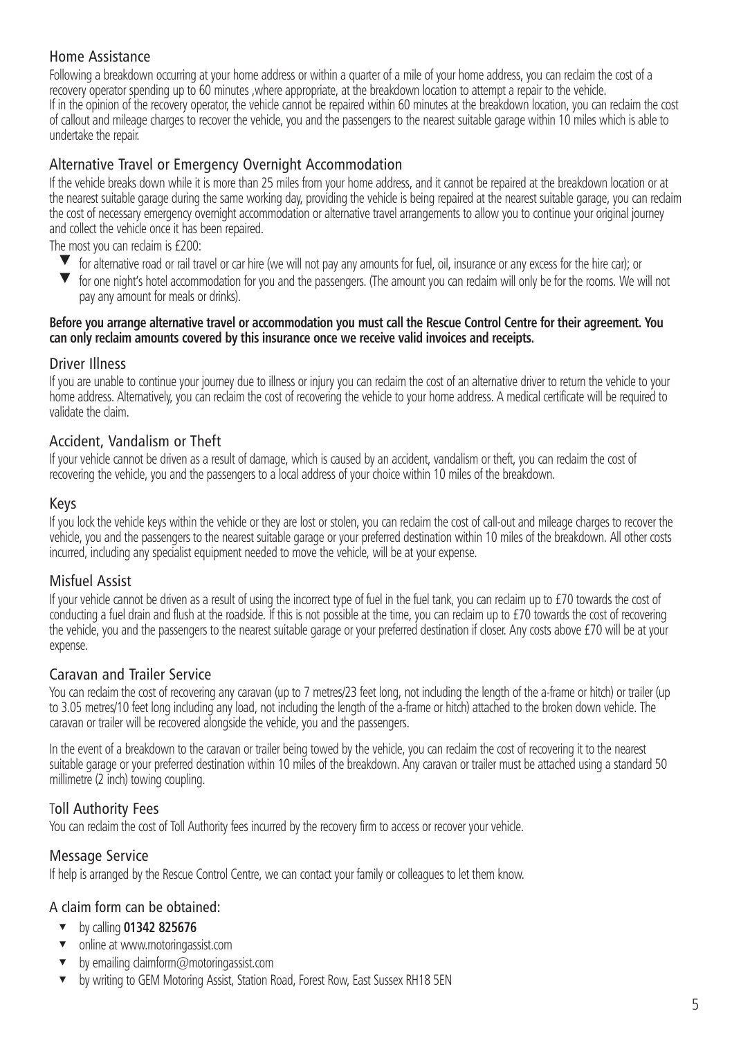## Home Assistance

Following a breakdown occurring at your home address or within a quarter of a mile of your home address, you can reclaim the cost of a recovery operator spending up to 60 minutes ,where appropriate, at the breakdown location to attempt a repair to the vehicle.
If in the opinion of the recovery operator, the vehicle cannot be repaired within 60 minutes at the breakdown location, you can reclaim the cost of callout and mileage charges to recover the vehicle, you and the passengers to the nearest suitable garage within 10 miles which is able to undertake the repair.

## Alternative Travel or Emergency Overnight Accommodation

If the vehicle breaks down while it is more than 25 miles from your home address, and it cannot be repaired at the breakdown location or at the nearest suitable garage during the same working day, providing the vehicle is being repaired at the nearest suitable garage, you can reclaim the cost of necessary emergency overnight accommodation or alternative travel arrangements to allow you to continue your original journey and collect the vehicle once it has been repaired.

The most you can reclaim is £200:

- for alternative road or rail travel or car hire (we will not pay any amounts for fuel, oil, insurance or any excess for the hire car); or
- for one night's hotel accommodation for you and the passengers. (The amount you can reclaim will only be for the rooms. We will not pay any amount for meals or drinks).

**Before you arrange alternative travel or accommodation you must call the Rescue Control Centre for their agreement. You can only reclaim amounts covered by this insurance once we receive valid invoices and receipts.**

## Driver Illness

If you are unable to continue your journey due to illness or injury you can reclaim the cost of an alternative driver to return the vehicle to your home address. Alternatively, you can reclaim the cost of recovering the vehicle to your home address. A medical certificate will be required to validate the claim.

## Accident, Vandalism or Theft

If your vehicle cannot be driven as a result of damage, which is caused by an accident, vandalism or theft, you can reclaim the cost of recovering the vehicle, you and the passengers to a local address of your choice within 10 miles of the breakdown.

## Keys

If you lock the vehicle keys within the vehicle or they are lost or stolen, you can reclaim the cost of call-out and mileage charges to recover the vehicle, you and the passengers to the nearest suitable garage or your preferred destination within 10 miles of the breakdown. All other costs incurred, including any specialist equipment needed to move the vehicle, will be at your expense.

## Misfuel Assist

If your vehicle cannot be driven as a result of using the incorrect type of fuel in the fuel tank, you can reclaim up to £70 towards the cost of conducting a fuel drain and flush at the roadside. If this is not possible at the time, you can reclaim up to £70 towards the cost of recovering the vehicle, you and the passengers to the nearest suitable garage or your preferred destination if closer. Any costs above £70 will be at your expense.

## Caravan and Trailer Service

You can reclaim the cost of recovering any caravan (up to 7 metres/23 feet long, not including the length of the a-frame or hitch) or trailer (up to 3.05 metres/10 feet long including any load, not including the length of the a-frame or hitch) attached to the broken down vehicle. The caravan or trailer will be recovered alongside the vehicle, you and the passengers.

In the event of a breakdown to the caravan or trailer being towed by the vehicle, you can reclaim the cost of recovering it to the nearest suitable garage or your preferred destination within 10 miles of the breakdown. Any caravan or trailer must be attached using a standard 50 millimetre (2 inch) towing coupling.

## Toll Authority Fees

You can reclaim the cost of Toll Authority fees incurred by the recovery firm to access or recover your vehicle.

## Message Service

If help is arranged by the Rescue Control Centre, we can contact your family or colleagues to let them know.

## A claim form can be obtained:

- by calling **01342 825676**
- online at www.motoringassist.com
- by emailing claimform@motoringassist.com
- by writing to GEM Motoring Assist, Station Road, Forest Row, East Sussex RH18 5EN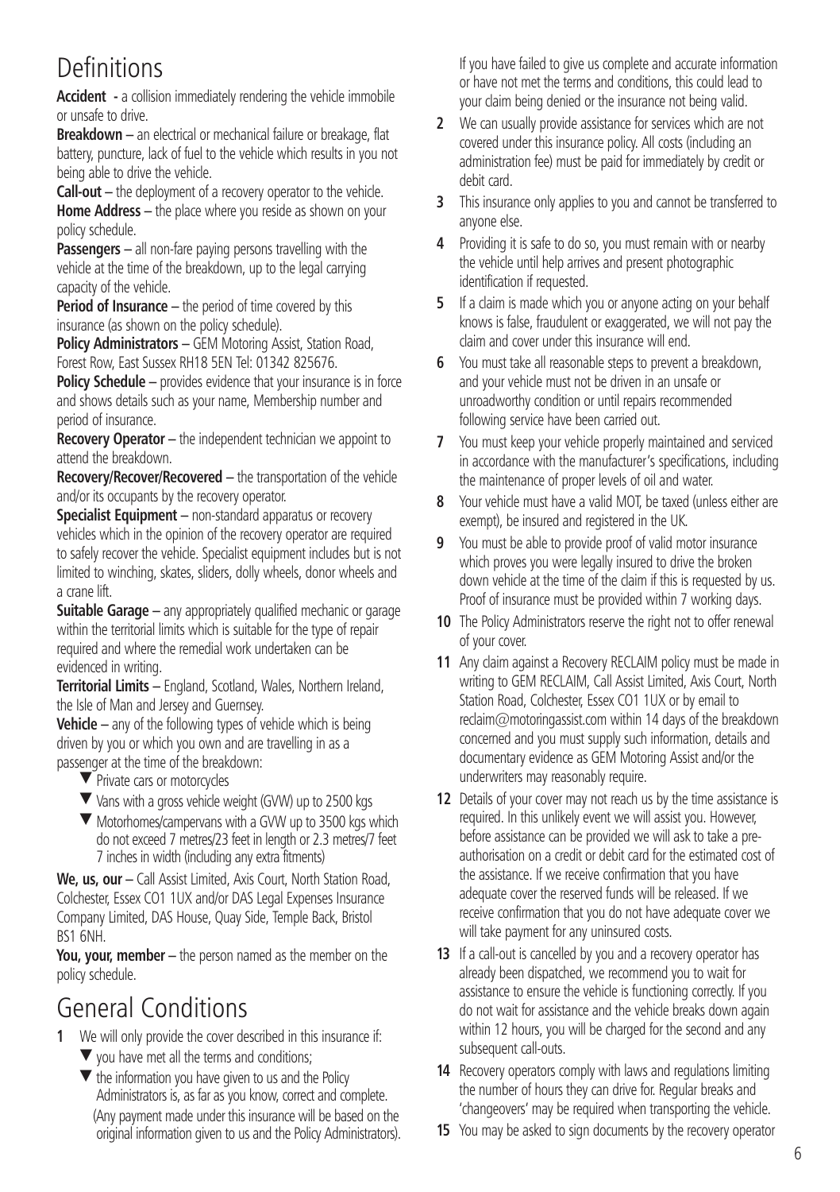# Definitions

**Accident** - a collision immediately rendering the vehicle immobile or unsafe to drive.

**Breakdown** – an electrical or mechanical failure or breakage, flat battery, puncture, lack of fuel to the vehicle which results in you not being able to drive the vehicle.

**Call-out** – the deployment of a recovery operator to the vehicle.

**Home Address** – the place where you reside as shown on your policy schedule.

**Passengers** – all non-fare paying persons travelling with the vehicle at the time of the breakdown, up to the legal carrying capacity of the vehicle.

**Period of Insurance** – the period of time covered by this insurance (as shown on the policy schedule).

**Policy Administrators** – GEM Motoring Assist, Station Road, Forest Row, East Sussex RH18 5EN Tel: 01342 825676.

**Policy Schedule** – provides evidence that your insurance is in force and shows details such as your name, Membership number and period of insurance.

**Recovery Operator** – the independent technician we appoint to attend the breakdown.

**Recovery/Recover/Recovered** – the transportation of the vehicle and/or its occupants by the recovery operator.

**Specialist Equipment** – non-standard apparatus or recovery vehicles which in the opinion of the recovery operator are required to safely recover the vehicle. Specialist equipment includes but is not limited to winching, skates, sliders, dolly wheels, donor wheels and a crane lift.

**Suitable Garage** – any appropriately qualified mechanic or garage within the territorial limits which is suitable for the type of repair required and where the remedial work undertaken can be evidenced in writing.

**Territorial Limits** – England, Scotland, Wales, Northern Ireland, the Isle of Man and Jersey and Guernsey.

**Vehicle** – any of the following types of vehicle which is being driven by you or which you own and are travelling in as a passenger at the time of the breakdown:

- Private cars or motorcycles
- Vans with a gross vehicle weight (GVW) up to 2500 kgs
- Motorhomes/campervans with a GVW up to 3500 kgs which do not exceed 7 metres/23 feet in length or 2.3 metres/7 feet 7 inches in width (including any extra fitments)

**We, us, our** – Call Assist Limited, Axis Court, North Station Road, Colchester, Essex CO1 1UX and/or DAS Legal Expenses Insurance Company Limited, DAS House, Quay Side, Temple Back, Bristol BS1 6NH.

**You, your, member** – the person named as the member on the policy schedule.

# General Conditions

1. We will only provide the cover described in this insurance if:
   - you have met all the terms and conditions;
   - the information you have given to us and the Policy Administrators is, as far as you know, correct and complete. (Any payment made under this insurance will be based on the original information given to us and the Policy Administrators).

   If you have failed to give us complete and accurate information or have not met the terms and conditions, this could lead to your claim being denied or the insurance not being valid.
2. We can usually provide assistance for services which are not covered under this insurance policy. All costs (including an administration fee) must be paid for immediately by credit or debit card.
3. This insurance only applies to you and cannot be transferred to anyone else.
4. Providing it is safe to do so, you must remain with or nearby the vehicle until help arrives and present photographic identification if requested.
5. If a claim is made which you or anyone acting on your behalf knows is false, fraudulent or exaggerated, we will not pay the claim and cover under this insurance will end.
6. You must take all reasonable steps to prevent a breakdown, and your vehicle must not be driven in an unsafe or unroadworthy condition or until repairs recommended following service have been carried out.
7. You must keep your vehicle properly maintained and serviced in accordance with the manufacturer's specifications, including the maintenance of proper levels of oil and water.
8. Your vehicle must have a valid MOT, be taxed (unless either are exempt), be insured and registered in the UK.
9. You must be able to provide proof of valid motor insurance which proves you were legally insured to drive the broken down vehicle at the time of the claim if this is requested by us. Proof of insurance must be provided within 7 working days.
10. The Policy Administrators reserve the right not to offer renewal of your cover.
11. Any claim against a Recovery RECLAIM policy must be made in writing to GEM RECLAIM, Call Assist Limited, Axis Court, North Station Road, Colchester, Essex CO1 1UX or by email to reclaim@motoringassist.com within 14 days of the breakdown concerned and you must supply such information, details and documentary evidence as GEM Motoring Assist and/or the underwriters may reasonably require.
12. Details of your cover may not reach us by the time assistance is required. In this unlikely event we will assist you. However, before assistance can be provided we will ask to take a pre-authorisation on a credit or debit card for the estimated cost of the assistance. If we receive confirmation that you have adequate cover the reserved funds will be released. If we receive confirmation that you do not have adequate cover we will take payment for any uninsured costs.
13. If a call-out is cancelled by you and a recovery operator has already been dispatched, we recommend you to wait for assistance to ensure the vehicle is functioning correctly. If you do not wait for assistance and the vehicle breaks down again within 12 hours, you will be charged for the second and any subsequent call-outs.
14. Recovery operators comply with laws and regulations limiting the number of hours they can drive for. Regular breaks and 'changeovers' may be required when transporting the vehicle.
15. You may be asked to sign documents by the recovery operator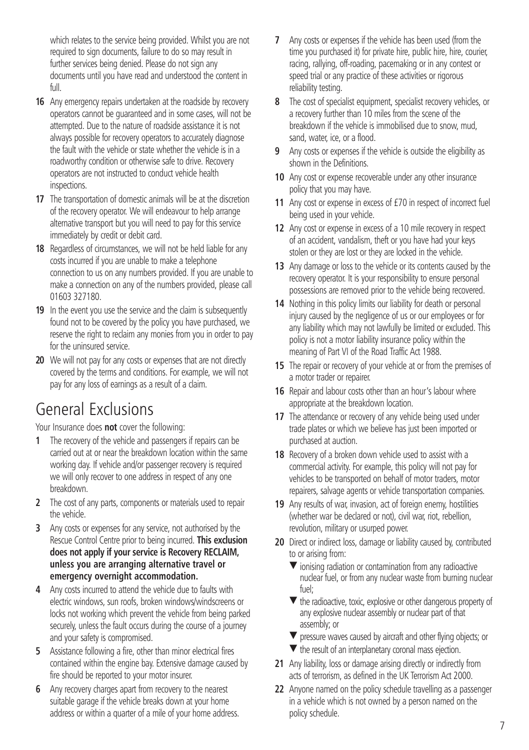which relates to the service being provided. Whilst you are not required to sign documents, failure to do so may result in further services being denied. Please do not sign any documents until you have read and understood the content in full.

16 Any emergency repairs undertaken at the roadside by recovery operators cannot be guaranteed and in some cases, will not be attempted. Due to the nature of roadside assistance it is not always possible for recovery operators to accurately diagnose the fault with the vehicle or state whether the vehicle is in a roadworthy condition or otherwise safe to drive. Recovery operators are not instructed to conduct vehicle health inspections.

17 The transportation of domestic animals will be at the discretion of the recovery operator. We will endeavour to help arrange alternative transport but you will need to pay for this service immediately by credit or debit card.

18 Regardless of circumstances, we will not be held liable for any costs incurred if you are unable to make a telephone connection to us on any numbers provided. If you are unable to make a connection on any of the numbers provided, please call 01603 327180.

19 In the event you use the service and the claim is subsequently found not to be covered by the policy you have purchased, we reserve the right to reclaim any monies from you in order to pay for the uninsured service.

20 We will not pay for any costs or expenses that are not directly covered by the terms and conditions. For example, we will not pay for any loss of earnings as a result of a claim.

# General Exclusions

Your Insurance does **not** cover the following:

1 The recovery of the vehicle and passengers if repairs can be carried out at or near the breakdown location within the same working day. If vehicle and/or passenger recovery is required we will only recover to one address in respect of any one breakdown.

2 The cost of any parts, components or materials used to repair the vehicle.

3 Any costs or expenses for any service, not authorised by the Rescue Control Centre prior to being incurred. **This exclusion does not apply if your service is Recovery RECLAIM, unless you are arranging alternative travel or emergency overnight accommodation.**

4 Any costs incurred to attend the vehicle due to faults with electric windows, sun roofs, broken windows/windscreens or locks not working which prevent the vehicle from being parked securely, unless the fault occurs during the course of a journey and your safety is compromised.

5 Assistance following a fire, other than minor electrical fires contained within the engine bay. Extensive damage caused by fire should be reported to your motor insurer.

6 Any recovery charges apart from recovery to the nearest suitable garage if the vehicle breaks down at your home address or within a quarter of a mile of your home address.

7 Any costs or expenses if the vehicle has been used (from the time you purchased it) for private hire, public hire, hire, courier, racing, rallying, off-roading, pacemaking or in any contest or speed trial or any practice of these activities or rigorous reliability testing.

8 The cost of specialist equipment, specialist recovery vehicles, or a recovery further than 10 miles from the scene of the breakdown if the vehicle is immobilised due to snow, mud, sand, water, ice, or a flood.

9 Any costs or expenses if the vehicle is outside the eligibility as shown in the Definitions.

10 Any cost or expense recoverable under any other insurance policy that you may have.

11 Any cost or expense in excess of £70 in respect of incorrect fuel being used in your vehicle.

12 Any cost or expense in excess of a 10 mile recovery in respect of an accident, vandalism, theft or you have had your keys stolen or they are lost or they are locked in the vehicle.

13 Any damage or loss to the vehicle or its contents caused by the recovery operator. It is your responsibility to ensure personal possessions are removed prior to the vehicle being recovered.

14 Nothing in this policy limits our liability for death or personal injury caused by the negligence of us or our employees or for any liability which may not lawfully be limited or excluded. This policy is not a motor liability insurance policy within the meaning of Part VI of the Road Traffic Act 1988.

15 The repair or recovery of your vehicle at or from the premises of a motor trader or repairer.

16 Repair and labour costs other than an hour's labour where appropriate at the breakdown location.

17 The attendance or recovery of any vehicle being used under trade plates or which we believe has just been imported or purchased at auction.

18 Recovery of a broken down vehicle used to assist with a commercial activity. For example, this policy will not pay for vehicles to be transported on behalf of motor traders, motor repairers, salvage agents or vehicle transportation companies.

19 Any results of war, invasion, act of foreign enemy, hostilities (whether war be declared or not), civil war, riot, rebellion, revolution, military or usurped power.

20 Direct or indirect loss, damage or liability caused by, contributed to or arising from:

- ionising radiation or contamination from any radioactive nuclear fuel, or from any nuclear waste from burning nuclear fuel;
- the radioactive, toxic, explosive or other dangerous property of any explosive nuclear assembly or nuclear part of that assembly; or
- pressure waves caused by aircraft and other flying objects; or
- the result of an interplanetary coronal mass ejection.

21 Any liability, loss or damage arising directly or indirectly from acts of terrorism, as defined in the UK Terrorism Act 2000.

22 Anyone named on the policy schedule travelling as a passenger in a vehicle which is not owned by a person named on the policy schedule.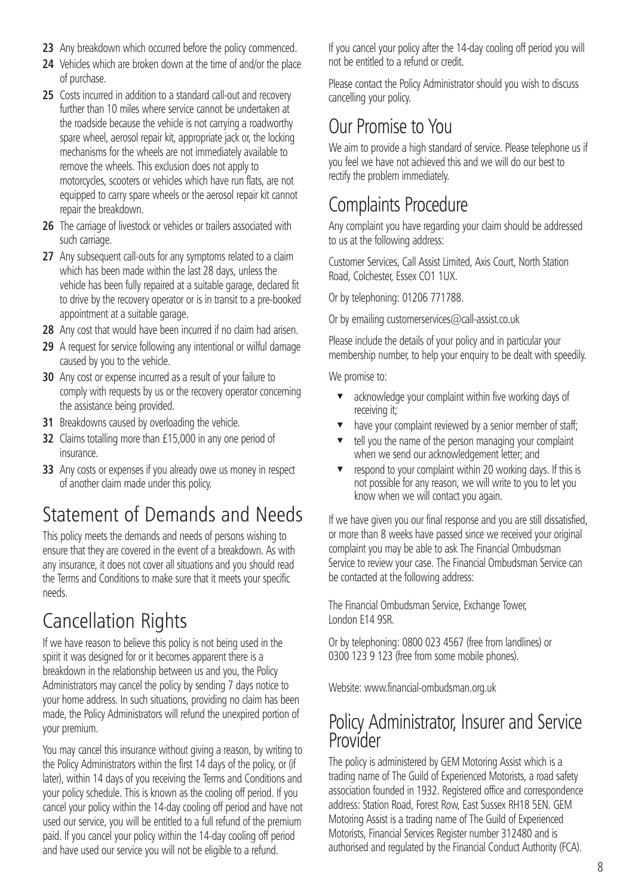23 Any breakdown which occurred before the policy commenced.

24 Vehicles which are broken down at the time of and/or the place of purchase.

25 Costs incurred in addition to a standard call-out and recovery further than 10 miles where service cannot be undertaken at the roadside because the vehicle is not carrying a roadworthy spare wheel, aerosol repair kit, appropriate jack or, the locking mechanisms for the wheels are not immediately available to remove the wheels. This exclusion does not apply to motorcycles, scooters or vehicles which have run flats, are not equipped to carry spare wheels or the aerosol repair kit cannot repair the breakdown.

26 The carriage of livestock or vehicles or trailers associated with such carriage.

27 Any subsequent call-outs for any symptoms related to a claim which has been made within the last 28 days, unless the vehicle has been fully repaired at a suitable garage, declared fit to drive by the recovery operator or is in transit to a pre-booked appointment at a suitable garage.

28 Any cost that would have been incurred if no claim had arisen.

29 A request for service following any intentional or wilful damage caused by you to the vehicle.

30 Any cost or expense incurred as a result of your failure to comply with requests by us or the recovery operator concerning the assistance being provided.

31 Breakdowns caused by overloading the vehicle.

32 Claims totalling more than £15,000 in any one period of insurance.

33 Any costs or expenses if you already owe us money in respect of another claim made under this policy.

# Statement of Demands and Needs

This policy meets the demands and needs of persons wishing to ensure that they are covered in the event of a breakdown. As with any insurance, it does not cover all situations and you should read the Terms and Conditions to make sure that it meets your specific needs.

# Cancellation Rights

If we have reason to believe this policy is not being used in the spirit it was designed for or it becomes apparent there is a breakdown in the relationship between us and you, the Policy Administrators may cancel the policy by sending 7 days notice to your home address. In such situations, providing no claim has been made, the Policy Administrators will refund the unexpired portion of your premium.

You may cancel this insurance without giving a reason, by writing to the Policy Administrators within the first 14 days of the policy, or (if later), within 14 days of you receiving the Terms and Conditions and your policy schedule. This is known as the cooling off period. If you cancel your policy within the 14-day cooling off period and have not used our service, you will be entitled to a full refund of the premium paid. If you cancel your policy within the 14-day cooling off period and have used our service you will not be eligible to a refund.

If you cancel your policy after the 14-day cooling off period you will not be entitled to a refund or credit.

Please contact the Policy Administrator should you wish to discuss cancelling your policy.

# Our Promise to You

We aim to provide a high standard of service. Please telephone us if you feel we have not achieved this and we will do our best to rectify the problem immediately.

# Complaints Procedure

Any complaint you have regarding your claim should be addressed to us at the following address:

Customer Services, Call Assist Limited, Axis Court, North Station Road, Colchester, Essex CO1 1UX.

Or by telephoning: 01206 771788.

Or by emailing customerservices@call-assist.co.uk

Please include the details of your policy and in particular your membership number, to help your enquiry to be dealt with speedily.

We promise to:

- acknowledge your complaint within five working days of receiving it;
- have your complaint reviewed by a senior member of staff;
- tell you the name of the person managing your complaint when we send our acknowledgement letter; and
- respond to your complaint within 20 working days. If this is not possible for any reason, we will write to you to let you know when we will contact you again.

If we have given you our final response and you are still dissatisfied, or more than 8 weeks have passed since we received your original complaint you may be able to ask The Financial Ombudsman Service to review your case. The Financial Ombudsman Service can be contacted at the following address:

The Financial Ombudsman Service, Exchange Tower, London E14 9SR.

Or by telephoning: 0800 023 4567 (free from landlines) or 0300 123 9 123 (free from some mobile phones).

Website: www.financial-ombudsman.org.uk

# Policy Administrator, Insurer and Service Provider

The policy is administered by GEM Motoring Assist which is a trading name of The Guild of Experienced Motorists, a road safety association founded in 1932. Registered office and correspondence address: Station Road, Forest Row, East Sussex RH18 5EN. GEM Motoring Assist is a trading name of The Guild of Experienced Motorists, Financial Services Register number 312480 and is authorised and regulated by the Financial Conduct Authority (FCA).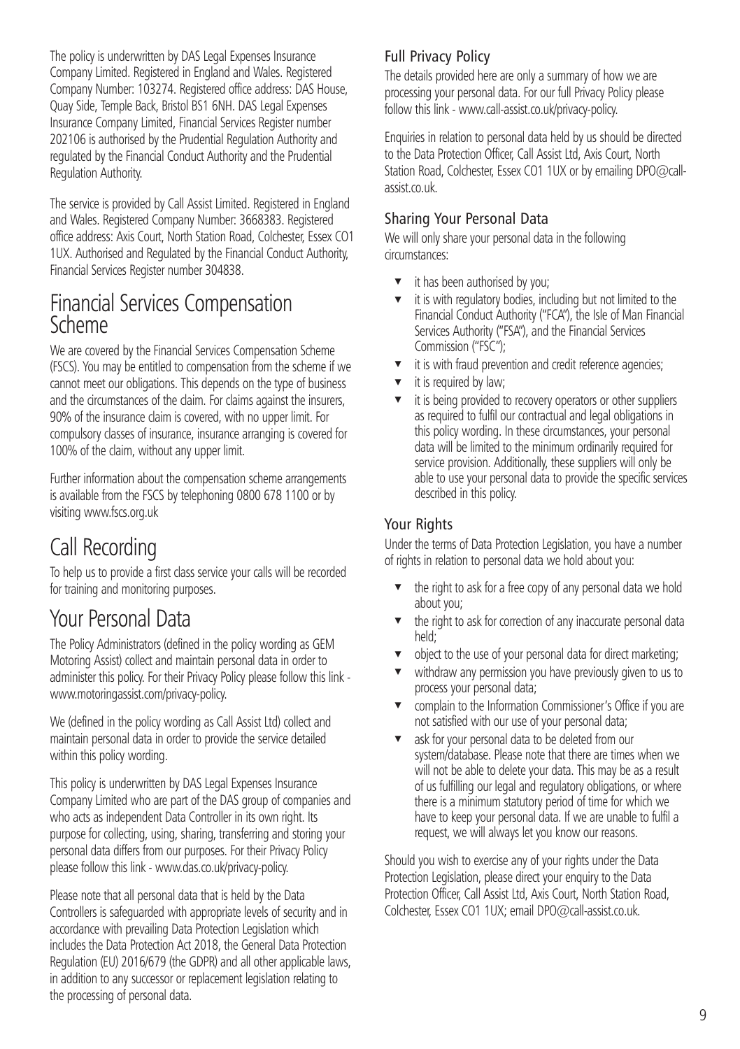The policy is underwritten by DAS Legal Expenses Insurance Company Limited. Registered in England and Wales. Registered Company Number: 103274. Registered office address: DAS House, Quay Side, Temple Back, Bristol BS1 6NH. DAS Legal Expenses Insurance Company Limited, Financial Services Register number 202106 is authorised by the Prudential Regulation Authority and regulated by the Financial Conduct Authority and the Prudential Regulation Authority.

The service is provided by Call Assist Limited. Registered in England and Wales. Registered Company Number: 3668383. Registered office address: Axis Court, North Station Road, Colchester, Essex CO1 1UX. Authorised and Regulated by the Financial Conduct Authority, Financial Services Register number 304838.

## Financial Services Compensation Scheme

We are covered by the Financial Services Compensation Scheme (FSCS). You may be entitled to compensation from the scheme if we cannot meet our obligations. This depends on the type of business and the circumstances of the claim. For claims against the insurers, 90% of the insurance claim is covered, with no upper limit. For compulsory classes of insurance, insurance arranging is covered for 100% of the claim, without any upper limit.

Further information about the compensation scheme arrangements is available from the FSCS by telephoning 0800 678 1100 or by visiting www.fscs.org.uk

## Call Recording

To help us to provide a first class service your calls will be recorded for training and monitoring purposes.

## Your Personal Data

The Policy Administrators (defined in the policy wording as GEM Motoring Assist) collect and maintain personal data in order to administer this policy. For their Privacy Policy please follow this link - www.motoringassist.com/privacy-policy.

We (defined in the policy wording as Call Assist Ltd) collect and maintain personal data in order to provide the service detailed within this policy wording.

This policy is underwritten by DAS Legal Expenses Insurance Company Limited who are part of the DAS group of companies and who acts as independent Data Controller in its own right. Its purpose for collecting, using, sharing, transferring and storing your personal data differs from our purposes. For their Privacy Policy please follow this link - www.das.co.uk/privacy-policy.

Please note that all personal data that is held by the Data Controllers is safeguarded with appropriate levels of security and in accordance with prevailing Data Protection Legislation which includes the Data Protection Act 2018, the General Data Protection Regulation (EU) 2016/679 (the GDPR) and all other applicable laws, in addition to any successor or replacement legislation relating to the processing of personal data.

### Full Privacy Policy

The details provided here are only a summary of how we are processing your personal data. For our full Privacy Policy please follow this link - www.call-assist.co.uk/privacy-policy.

Enquiries in relation to personal data held by us should be directed to the Data Protection Officer, Call Assist Ltd, Axis Court, North Station Road, Colchester, Essex CO1 1UX or by emailing DPO@call-assist.co.uk.

### Sharing Your Personal Data

We will only share your personal data in the following circumstances:

- it has been authorised by you;
- it is with regulatory bodies, including but not limited to the Financial Conduct Authority ("FCA"), the Isle of Man Financial Services Authority ("FSA"), and the Financial Services Commission ("FSC");
- it is with fraud prevention and credit reference agencies;
- it is required by law;
- it is being provided to recovery operators or other suppliers as required to fulfil our contractual and legal obligations in this policy wording. In these circumstances, your personal data will be limited to the minimum ordinarily required for service provision. Additionally, these suppliers will only be able to use your personal data to provide the specific services described in this policy.

### Your Rights

Under the terms of Data Protection Legislation, you have a number of rights in relation to personal data we hold about you:

- the right to ask for a free copy of any personal data we hold about you;
- the right to ask for correction of any inaccurate personal data held;
- object to the use of your personal data for direct marketing;
- withdraw any permission you have previously given to us to process your personal data;
- complain to the Information Commissioner's Office if you are not satisfied with our use of your personal data;
- ask for your personal data to be deleted from our system/database. Please note that there are times when we will not be able to delete your data. This may be as a result of us fulfilling our legal and regulatory obligations, or where there is a minimum statutory period of time for which we have to keep your personal data. If we are unable to fulfil a request, we will always let you know our reasons.

Should you wish to exercise any of your rights under the Data Protection Legislation, please direct your enquiry to the Data Protection Officer, Call Assist Ltd, Axis Court, North Station Road, Colchester, Essex CO1 1UX; email DPO@call-assist.co.uk.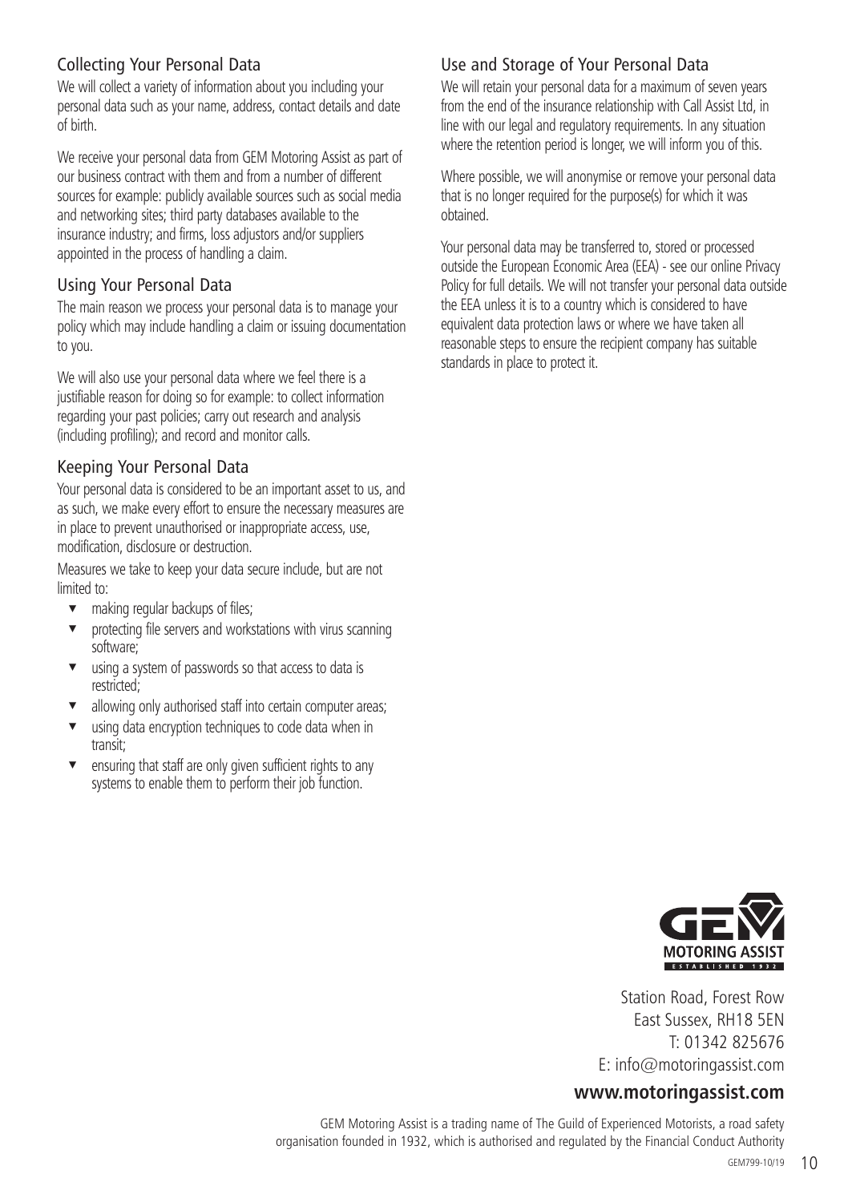## Collecting Your Personal Data

We will collect a variety of information about you including your personal data such as your name, address, contact details and date of birth.

We receive your personal data from GEM Motoring Assist as part of our business contract with them and from a number of different sources for example: publicly available sources such as social media and networking sites; third party databases available to the insurance industry; and firms, loss adjustors and/or suppliers appointed in the process of handling a claim.

## Using Your Personal Data

The main reason we process your personal data is to manage your policy which may include handling a claim or issuing documentation to you.

We will also use your personal data where we feel there is a justifiable reason for doing so for example: to collect information regarding your past policies; carry out research and analysis (including profiling); and record and monitor calls.

## Keeping Your Personal Data

Your personal data is considered to be an important asset to us, and as such, we make every effort to ensure the necessary measures are in place to prevent unauthorised or inappropriate access, use, modification, disclosure or destruction.

Measures we take to keep your data secure include, but are not limited to:

- making regular backups of files;
- protecting file servers and workstations with virus scanning software;
- using a system of passwords so that access to data is restricted;
- allowing only authorised staff into certain computer areas;
- using data encryption techniques to code data when in transit;
- ensuring that staff are only given sufficient rights to any systems to enable them to perform their job function.

## Use and Storage of Your Personal Data

We will retain your personal data for a maximum of seven years from the end of the insurance relationship with Call Assist Ltd, in line with our legal and regulatory requirements. In any situation where the retention period is longer, we will inform you of this.

Where possible, we will anonymise or remove your personal data that is no longer required for the purpose(s) for which it was obtained.

Your personal data may be transferred to, stored or processed outside the European Economic Area (EEA) - see our online Privacy Policy for full details. We will not transfer your personal data outside the EEA unless it is to a country which is considered to have equivalent data protection laws or where we have taken all reasonable steps to ensure the recipient company has suitable standards in place to protect it.

GEM MOTORING ASSIST
ESTABLISHED 1932

Station Road, Forest Row
East Sussex, RH18 5EN
T: 01342 825676
E: info@motoringassist.com

**www.motoringassist.com**

GEM Motoring Assist is a trading name of The Guild of Experienced Motorists, a road safety organisation founded in 1932, which is authorised and regulated by the Financial Conduct Authority

GEM799-10/19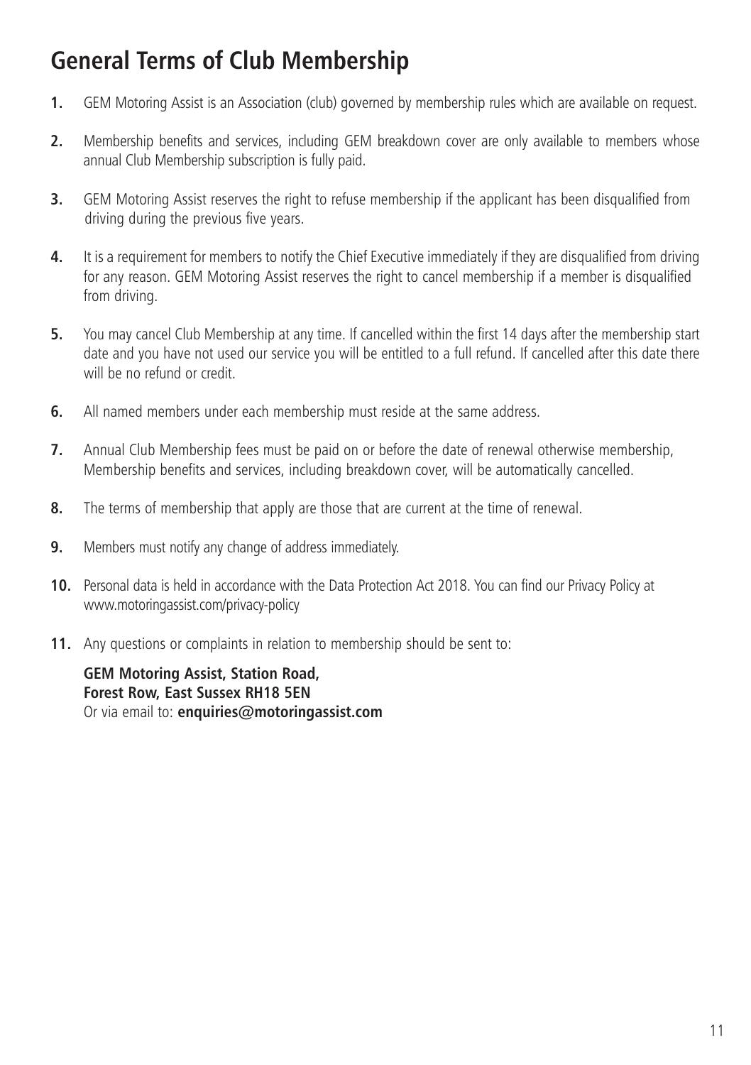## General Terms of Club Membership

1. GEM Motoring Assist is an Association (club) governed by membership rules which are available on request.

2. Membership benefits and services, including GEM breakdown cover are only available to members whose annual Club Membership subscription is fully paid.

3. GEM Motoring Assist reserves the right to refuse membership if the applicant has been disqualified from driving during the previous five years.

4. It is a requirement for members to notify the Chief Executive immediately if they are disqualified from driving for any reason. GEM Motoring Assist reserves the right to cancel membership if a member is disqualified from driving.

5. You may cancel Club Membership at any time. If cancelled within the first 14 days after the membership start date and you have not used our service you will be entitled to a full refund. If cancelled after this date there will be no refund or credit.

6. All named members under each membership must reside at the same address.

7. Annual Club Membership fees must be paid on or before the date of renewal otherwise membership, Membership benefits and services, including breakdown cover, will be automatically cancelled.

8. The terms of membership that apply are those that are current at the time of renewal.

9. Members must notify any change of address immediately.

10. Personal data is held in accordance with the Data Protection Act 2018. You can find our Privacy Policy at www.motoringassist.com/privacy-policy

11. Any questions or complaints in relation to membership should be sent to:

    **GEM Motoring Assist, Station Road,**
    **Forest Row, East Sussex RH18 5EN**
    Or via email to: **enquiries@motoringassist.com**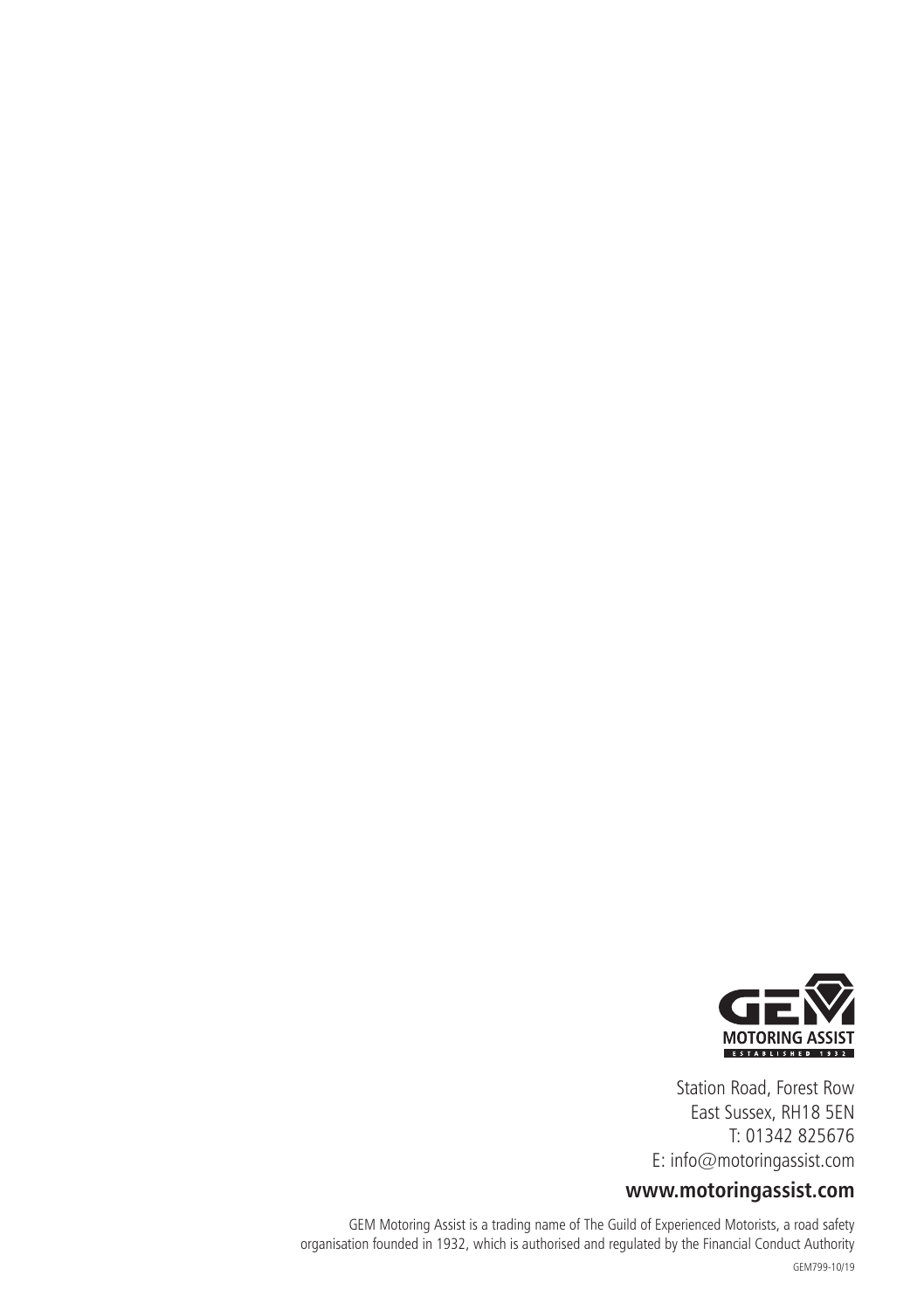GEM
MOTORING ASSIST
ESTABLISHED 1932

Station Road, Forest Row
East Sussex, RH18 5EN
T: 01342 825676
E: info@motoringassist.com

**www.motoringassist.com**

GEM Motoring Assist is a trading name of The Guild of Experienced Motorists, a road safety organisation founded in 1932, which is authorised and regulated by the Financial Conduct Authority

GEM799-10/19